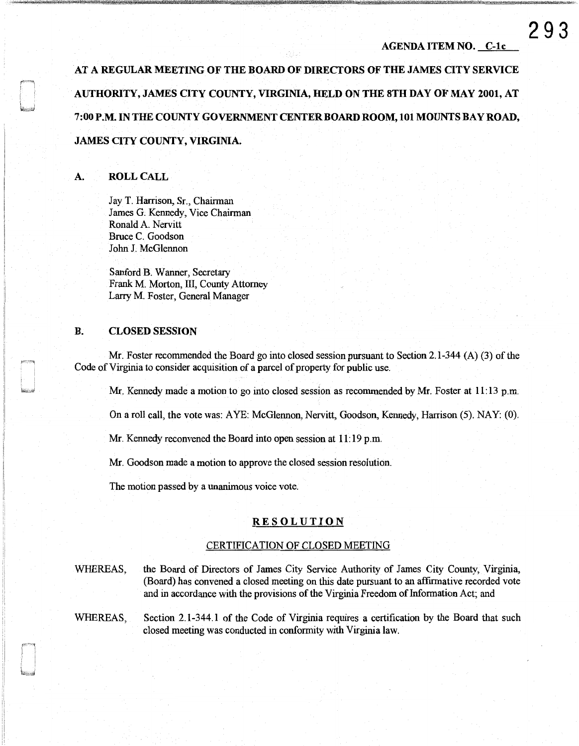AGENDA ITEM NO. C-1c

AT A REGULAR MEETING OF THE BOARD OF DIRECTORS OF THE JAMES CITY SERVICE AUTHORITY, JAMES CITY COUNTY, VIRGINIA, HELD ON THE 8TH DAY OF MAY 2001, AT 7:00 P.M. IN THE COUNTY GOVERNMENT CENTER BOARD ROOM, 101 MOUNTS BAY ROAD, JAMES CITY COUNTY, VIRGINIA.

## A. ROLL CALL

Jay T. Harrison, Sr., Chairman
James G. Kennedy, Vice Chairman
Ronald A. Nervitt
Bruce C. Goodson
John J. McGlennon

Sanford B. Wanner, Secretary
Frank M. Morton, III, County Attorney
Larry M. Foster, General Manager

## B. CLOSED SESSION

Mr. Foster recommended the Board go into closed session pursuant to Section 2.1-344 (A) (3) of the Code of Virginia to consider acquisition of a parcel of property for public use.

Mr. Kennedy made a motion to go into closed session as recommended by Mr. Foster at 11:13 p.m.

On a roll call, the vote was: AYE: McGlennon, Nervitt, Goodson, Kennedy, Harrison (5). NAY: (0).

Mr. Kennedy reconvened the Board into open session at 11:19 p.m.

Mr. Goodson made a motion to approve the closed session resolution.

The motion passed by a unanimous voice vote.

### RESOLUTION

#### CERTIFICATION OF CLOSED MEETING

WHEREAS, the Board of Directors of James City Service Authority of James City County, Virginia, (Board) has convened a closed meeting on this date pursuant to an affirmative recorded vote and in accordance with the provisions of the Virginia Freedom of Information Act; and

WHEREAS, Section 2.1-344.1 of the Code of Virginia requires a certification by the Board that such closed meeting was conducted in conformity with Virginia law.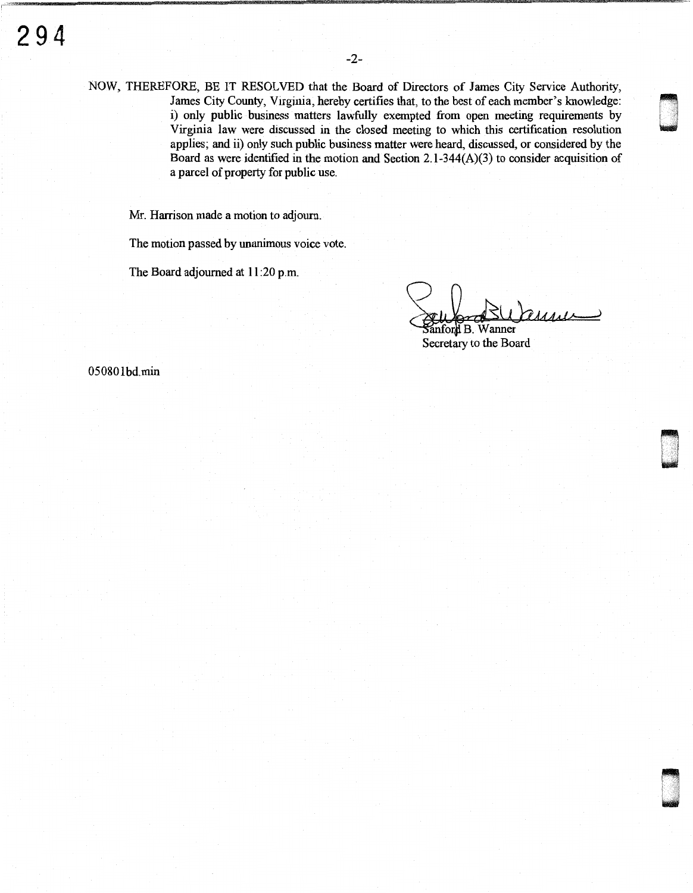NOW, THEREFORE, BE IT RESOLVED that the Board of Directors of James City Service Authority, James City County, Virginia, hereby certifies that, to the best of each member's knowledge: i) only public business matters lawfully exempted from open meeting requirements by Virginia law were discussed in the closed meeting to which this certification resolution applies; and ii) only such public business matter were heard, discussed, or considered by the Board as were identified in the motion and Section 2.1-344(A)(3) to consider acquisition of a parcel of property for public use.

Mr. Harrison made a motion to adjourn.

The motion passed by unanimous voice vote.

The Board adjourned at 11:20 p.m.

Sanford B. Wanner
Secretary to the Board

050801bd.min